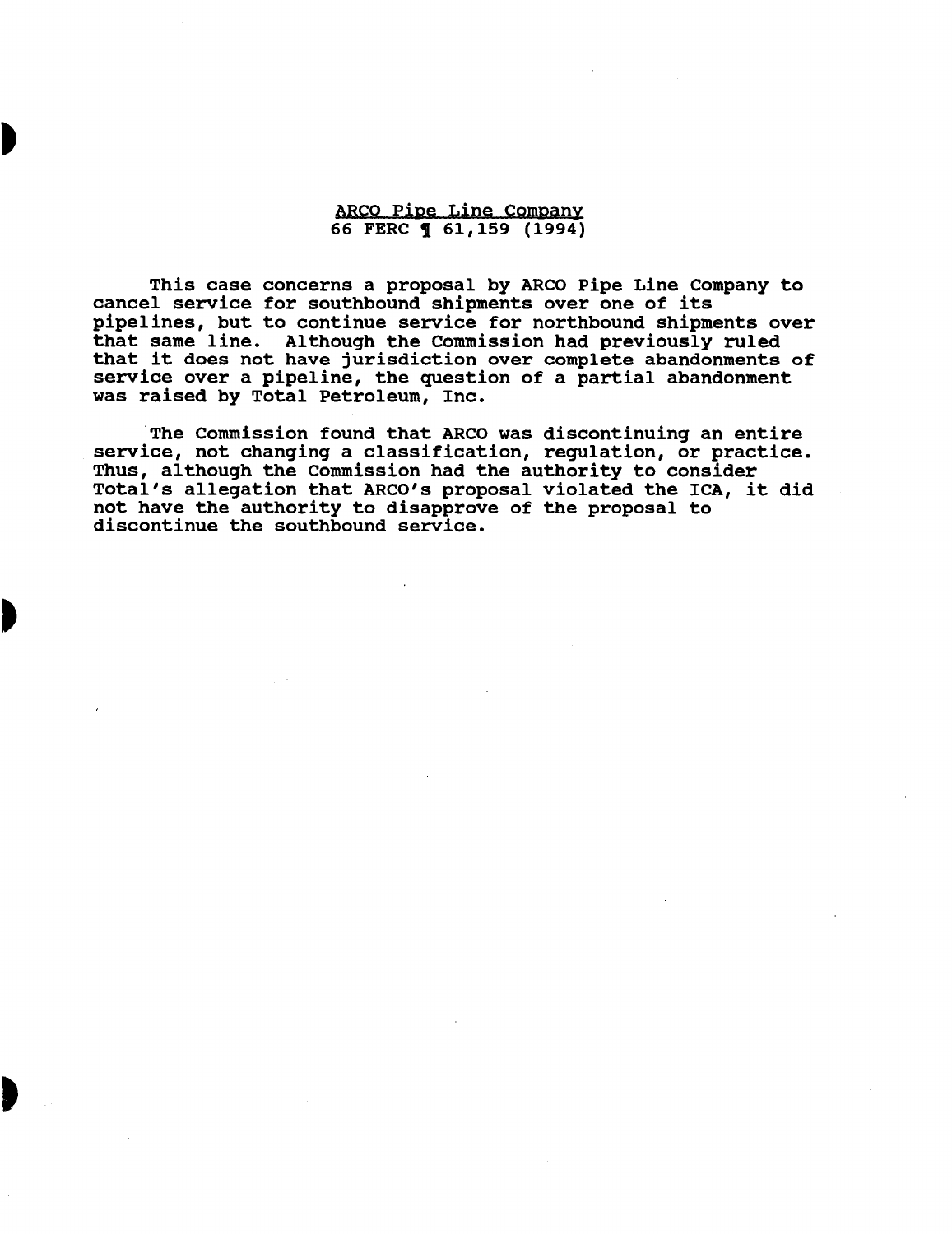## ARCO Pipe Line Company
66 FERC ¶ 61,159 (1994)

This case concerns a proposal by ARCO Pipe Line Company to cancel service for southbound shipments over one of its pipelines, but to continue service for northbound shipments over that same line. Although the Commission had previously ruled that it does not have jurisdiction over complete abandonments of service over a pipeline, the question of a partial abandonment was raised by Total Petroleum, Inc.

The Commission found that ARCO was discontinuing an entire service, not changing a classification, regulation, or practice. Thus, although the Commission had the authority to consider Total's allegation that ARCO's proposal violated the ICA, it did not have the authority to disapprove of the proposal to discontinue the southbound service.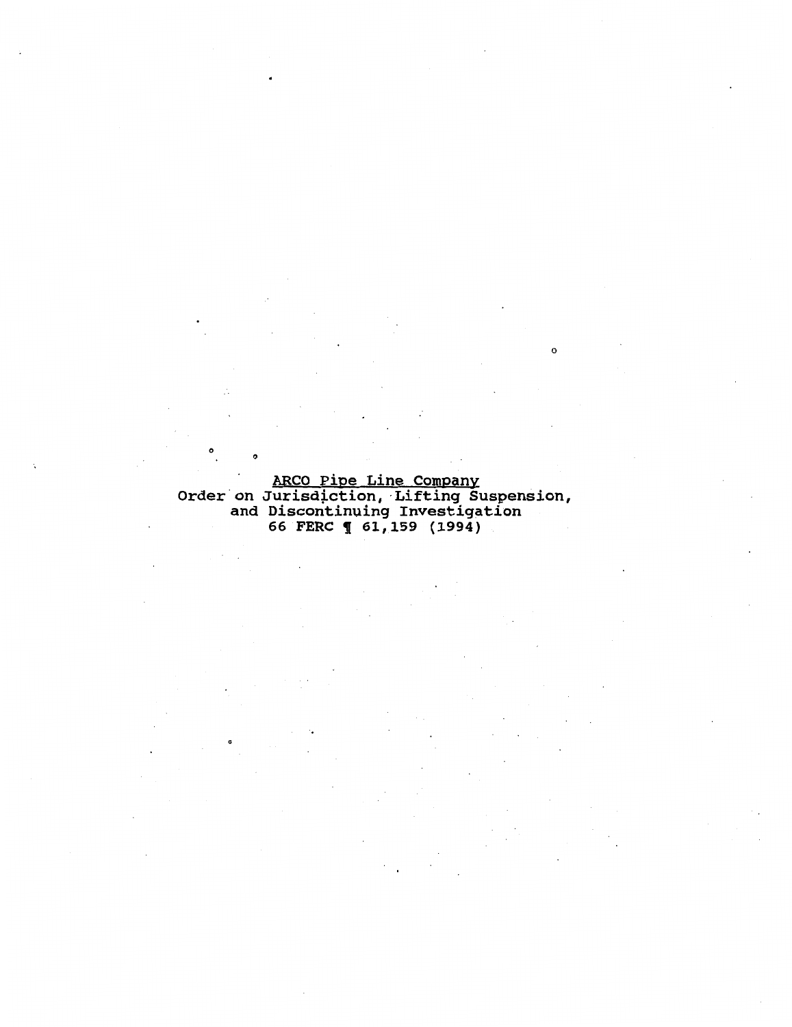<u>ARCO Pipe Line Company</u>
Order on Jurisdiction, Lifting Suspension, and Discontinuing Investigation
66 FERC ¶ 61,159 (1994)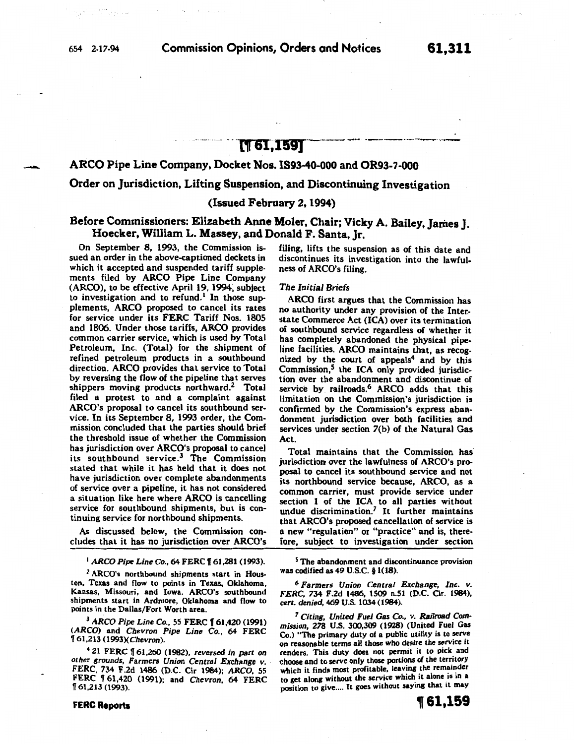[¶ 61,159]

## ARCO Pipe Line Company, Docket Nos. IS93-40-000 and OR93-7-000

### Order on Jurisdiction, Lifting Suspension, and Discontinuing Investigation

(Issued February 2, 1994)

**Before Commissioners: Elizabeth Anne Moler, Chair; Vicky A. Bailey, James J. Hoecker, William L. Massey, and Donald F. Santa, Jr.**

On September 8, 1993, the Commission issued an order in the above-captioned dockets in which it accepted and suspended tariff supplements filed by ARCO Pipe Line Company (ARCO), to be effective April 19, 1994, subject to investigation and to refund.[1] In those supplements, ARCO proposed to cancel its rates for service under its FERC Tariff Nos. 1805 and 1806. Under those tariffs, ARCO provides common carrier service, which is used by Total Petroleum, Inc. (Total) for the shipment of refined petroleum products in a southbound direction. ARCO provides that service to Total by reversing the flow of the pipeline that serves shippers moving products northward.[2] Total filed a protest to and a complaint against ARCO's proposal to cancel its southbound service. In its September 8, 1993 order, the Commission concluded that the parties should brief the threshold issue of whether the Commission has jurisdiction over ARCO's proposal to cancel its southbound service.[3] The Commission stated that while it has held that it does not have jurisdiction over complete abandonments of service over a pipeline, it has not considered a situation like here where ARCO is cancelling service for southbound shipments, but is continuing service for northbound shipments.

As discussed below, the Commission concludes that it has no jurisdiction over ARCO's filing, lifts the suspension as of this date and discontinues its investigation into the lawfulness of ARCO's filing.

*The Initial Briefs*

ARCO first argues that the Commission has no authority under any provision of the Interstate Commerce Act (ICA) over its termination of southbound service regardless of whether it has completely abandoned the physical pipeline facilities. ARCO maintains that, as recognized by the court of appeals[4] and by this Commission,[5] the ICA only provided jurisdiction over the abandonment and discontinue of service by railroads.[6] ARCO adds that this limitation on the Commission's jurisdiction is confirmed by the Commission's express abandonment jurisdiction over both facilities and services under section 7(b) of the Natural Gas Act.

Total maintains that the Commission has jurisdiction over the lawfulness of ARCO's proposal to cancel its southbound service and not its northbound service because, ARCO, as a common carrier, must provide service under section 1 of the ICA to all parties without undue discrimination.[7] It further maintains that ARCO's proposed cancellation of service is a new "regulation" or "practice" and is, therefore, subject to investigation under section

---

[1] *ARCO Pipe Line Co.*, 64 FERC ¶ 61,281 (1993).

[2] ARCO's northbound shipments start in Houston, Texas and flow to points in Texas, Oklahoma, Kansas, Missouri, and Iowa. ARCO's southbound shipments start in Ardmore, Oklahoma and flow to points in the Dallas/Fort Worth area.

[3] *ARCO Pipe Line Co.*, 55 FERC ¶ 61,420 (1991) (*ARCO*) and *Chevron Pipe Line Co.*, 64 FERC ¶ 61,213 (1993)(*Chevron*).

[4] 21 FERC ¶ 61,260 (1982), *reversed in part on other grounds, Farmers Union Central Exchange v. FERC*, 734 F.2d 1486 (D.C. Cir 1984); *ARCO*, 55 FERC ¶ 61,420 (1991); and *Chevron*, 64 FERC ¶ 61,213 (1993).

[5] The abandonment and discontinuance provision was codified as 49 U.S.C. § 1(18).

[6] *Farmers Union Central Exchange, Inc. v. FERC*, 734 F.2d 1486, 1509 n.51 (D.C. Cir. 1984), *cert. denied*, 469 U.S. 1034 (1984).

[7] *Citing, United Fuel Gas Co., v. Railroad Commission*, 278 U.S. 300,309 (1928) (United Fuel Gas Co.) "The primary duty of a public utility is to serve on reasonable terms all those who desire the service it renders. This duty does not permit it to pick and choose and to serve only those portions of the territory which it finds most profitable, leaving the remainder to get along without the service which it alone is in a position to give.... It goes without saying that it may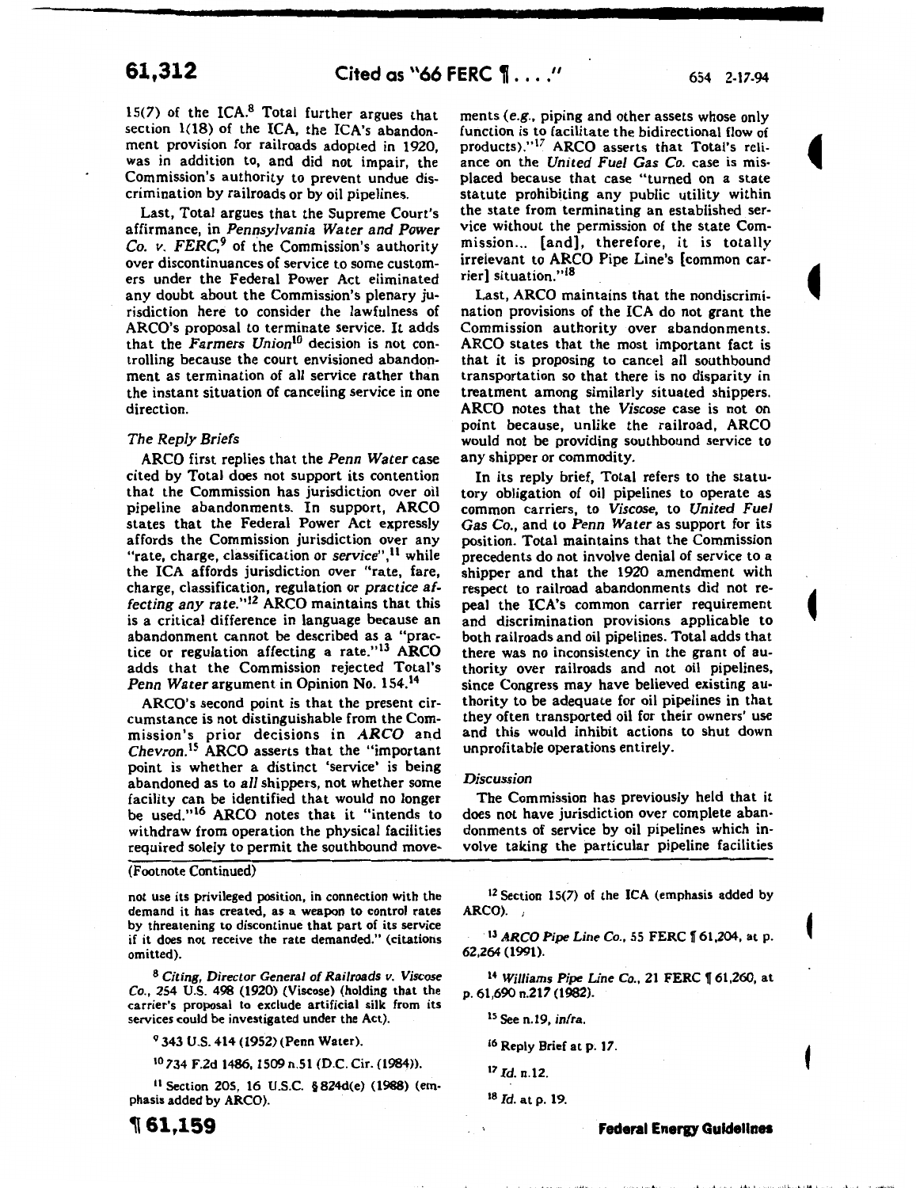15(7) of the ICA.[8] Total further argues that section 1(18) of the ICA, the ICA's abandonment provision for railroads adopted in 1920, was in addition to, and did not impair, the Commission's authority to prevent undue discrimination by railroads or by oil pipelines.

Last, Total argues that the Supreme Court's affirmance, in *Pennsylvania Water and Power Co. v. FERC*,[9] of the Commission's authority over discontinuances of service to some customers under the Federal Power Act eliminated any doubt about the Commission's plenary jurisdiction here to consider the lawfulness of ARCO's proposal to terminate service. It adds that the *Farmers Union*[10] decision is not controlling because the court envisioned abandonment as termination of all service rather than the instant situation of canceling service in one direction.

*The Reply Briefs*

ARCO first replies that the *Penn Water* case cited by Total does not support its contention that the Commission has jurisdiction over oil pipeline abandonments. In support, ARCO states that the Federal Power Act expressly affords the Commission jurisdiction over any "rate, charge, classification or *service*",[11] while the ICA affords jurisdiction over "rate, fare, charge, classification, regulation or *practice affecting any rate*."[12] ARCO maintains that this is a critical difference in language because an abandonment cannot be described as a "practice or regulation affecting a rate."[13] ARCO adds that the Commission rejected Total's *Penn Water* argument in Opinion No. 154.[14]

ARCO's second point is that the present circumstance is not distinguishable from the Commission's prior decisions in *ARCO* and *Chevron*.[15] ARCO asserts that the "important point is whether a distinct 'service' is being abandoned as to *all* shippers, not whether some facility can be identified that would no longer be used."[16] ARCO notes that it "intends to withdraw from operation the physical facilities required solely to permit the southbound movements (*e.g.*, piping and other assets whose only function is to facilitate the bidirectional flow of products)."[17] ARCO asserts that Total's reliance on the *United Fuel Gas Co.* case is misplaced because that case "turned on a state statute prohibiting any public utility within the state from terminating an established service without the permission of the state Commission... [and], therefore, it is totally irrelevant to ARCO Pipe Line's [common carrier] situation."[18]

Last, ARCO maintains that the nondiscrimination provisions of the ICA do not grant the Commission authority over abandonments. ARCO states that the most important fact is that it is proposing to cancel all southbound transportation so that there is no disparity in treatment among similarly situated shippers. ARCO notes that the *Viscose* case is not on point because, unlike the railroad, ARCO would not be providing southbound service to any shipper or commodity.

In its reply brief, Total refers to the statutory obligation of oil pipelines to operate as common carriers, to *Viscose*, to *United Fuel Gas Co.*, and to *Penn Water* as support for its position. Total maintains that the Commission precedents do not involve denial of service to a shipper and that the 1920 amendment with respect to railroad abandonments did not repeal the ICA's common carrier requirement and discrimination provisions applicable to both railroads and oil pipelines. Total adds that there was no inconsistency in the grant of authority over railroads and not oil pipelines, since Congress may have believed existing authority to be adequate for oil pipelines in that they often transported oil for their owners' use and this would inhibit actions to shut down unprofitable operations entirely.

*Discussion*

The Commission has previously held that it does not have jurisdiction over complete abandonments of service by oil pipelines which involve taking the particular pipeline facilities

---

(Footnote Continued)

not use its privileged position, in connection with the demand it has created, as a weapon to control rates by threatening to discontinue that part of its service if it does not receive the rate demanded." (citations omitted).

[8] *Citing, Director General of Railroads v. Viscose Co.*, 254 U.S. 498 (1920) (Viscose) (holding that the carrier's proposal to exclude artificial silk from its services could be investigated under the Act).

[9] 343 U.S. 414 (1952) (Penn Water).

[10] 734 F.2d 1486, 1509 n.51 (D.C. Cir. (1984)).

[11] Section 205, 16 U.S.C. §824d(e) (1988) (emphasis added by ARCO).

[12] Section 15(7) of the ICA (emphasis added by ARCO).

[13] *ARCO Pipe Line Co.*, 55 FERC ¶ 61,204, at p. 62,264 (1991).

[14] *Williams Pipe Line Co.*, 21 FERC ¶ 61,260, at p. 61,690 n.217 (1982).

[15] See n.19, *infra*.

[16] Reply Brief at p. 17.

[17] *Id.* n.12.

[18] *Id.* at p. 19.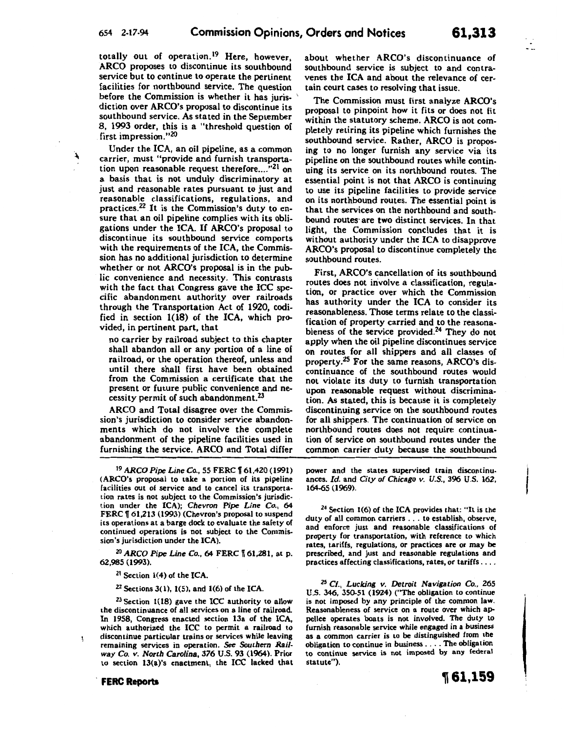totally out of operation.[19] Here, however, ARCO proposes to discontinue its southbound service but to continue to operate the pertinent facilities for northbound service. The question before the Commission is whether it has jurisdiction over ARCO's proposal to discontinue its southbound service. As stated in the September 8, 1993 order, this is a "threshold question of first impression."[20]

Under the ICA, an oil pipeline, as a common carrier, must "provide and furnish transportation upon reasonable request therefore...."[21] on a basis that is not unduly discriminatory at just and reasonable rates pursuant to just and reasonable classifications, regulations, and practices.[22] It is the Commission's duty to ensure that an oil pipeline complies with its obligations under the ICA. If ARCO's proposal to discontinue its southbound service comports with the requirements of the ICA, the Commission has no additional jurisdiction to determine whether or not ARCO's proposal is in the public convenience and necessity. This contrasts with the fact that Congress gave the ICC specific abandonment authority over railroads through the Transportation Act of 1920, codified in section 1(18) of the ICA, which provided, in pertinent part, that

> no carrier by railroad subject to this chapter shall abandon all or any portion of a line of railroad, or the operation thereof, unless and until there shall first have been obtained from the Commission a certificate that the present or future public convenience and necessity permit of such abandonment.[23]

ARCO and Total disagree over the Commission's jurisdiction to consider service abandonments which do not involve the complete abandonment of the pipeline facilities used in furnishing the service. ARCO and Total differ about whether ARCO's discontinuance of southbound service is subject to and contravenes the ICA and about the relevance of certain court cases to resolving that issue.

The Commission must first analyze ARCO's proposal to pinpoint how it fits or does not fit within the statutory scheme. ARCO is not completely retiring its pipeline which furnishes the southbound service. Rather, ARCO is proposing to no longer furnish any service via its pipeline on the southbound routes while continuing its service on its northbound routes. The essential point is not that ARCO is continuing to use its pipeline facilities to provide service on its northbound routes. The essential point is that the services on the northbound and southbound routes are two distinct services. In that light, the Commission concludes that it is without authority under the ICA to disapprove ARCO's proposal to discontinue completely the southbound routes.

First, ARCO's cancellation of its southbound routes does not involve a classification, regulation, or practice over which the Commission has authority under the ICA to consider its reasonableness. Those terms relate to the classification of property carried and to the reasonableness of the service provided.[24] They do not apply when the oil pipeline discontinues service on routes for all shippers and all classes of property.[25] For the same reasons, ARCO's discontinuance of the southbound routes would not violate its duty to furnish transportation upon reasonable request without discrimination. As stated, this is because it is completely discontinuing service on the southbound routes for all shippers. The continuation of service on northbound routes does not require continuation of service on southbound routes under the common carrier duty because the southbound

---

[19] *ARCO Pipe Line Co.*, 55 FERC ¶ 61,420 (1991) (ARCO's proposal to take a portion of its pipeline facilities out of service and to cancel its transportation rates is not subject to the Commission's jurisdiction under the ICA); *Chevron Pipe Line Co.*, 64 FERC ¶ 61,213 (1993) (Chevron's proposal to suspend its operations at a barge dock to evaluate the safety of continued operations is not subject to the Commission's jurisdiction under the ICA).

[20] *ARCO Pipe Line Co.*, 64 FERC ¶ 61,281, at p. 62,985 (1993).

[21] Section 1(4) of the ICA.

[22] Sections 3(1), 1(5), and 1(6) of the ICA.

[23] Section 1(18) gave the ICC authority to allow the discontinuance of all services on a line of railroad. In 1958, Congress enacted section 13a of the ICA, which authorized the ICC to permit a railroad to discontinue particular trains or services while leaving remaining services in operation. *See Southern Railway Co. v. North Carolina*, 376 U.S. 93 (1964). Prior to section 13(a)'s enactment, the ICC lacked that power and the states supervised train discontinuances. *Id.* and *City of Chicago v. U.S.*, 396 U.S. 162, 164-65 (1969).

[24] Section 1(6) of the ICA provides that: "It is the duty of all common carriers . . . to establish, observe, and enforce just and reasonable classifications of property for transportation, with reference to which rates, tariffs, regulations, or practices are or may be prescribed, and just and reasonable regulations and practices affecting classifications, rates, or tariffs . . . .

[25] *Cf.*, *Lucking v. Detroit Navigation Co.*, 265 U.S. 346, 350-51 (1924) ("The obligation to continue is not imposed by any principle of the common law. Reasonableness of service on a route over which appellee operates boats is not involved. The duty to furnish reasonable service while engaged in a business as a common carrier is to be distinguished from the obligation to continue in business . . . . The obligation to continue service is not imposed by any federal statute").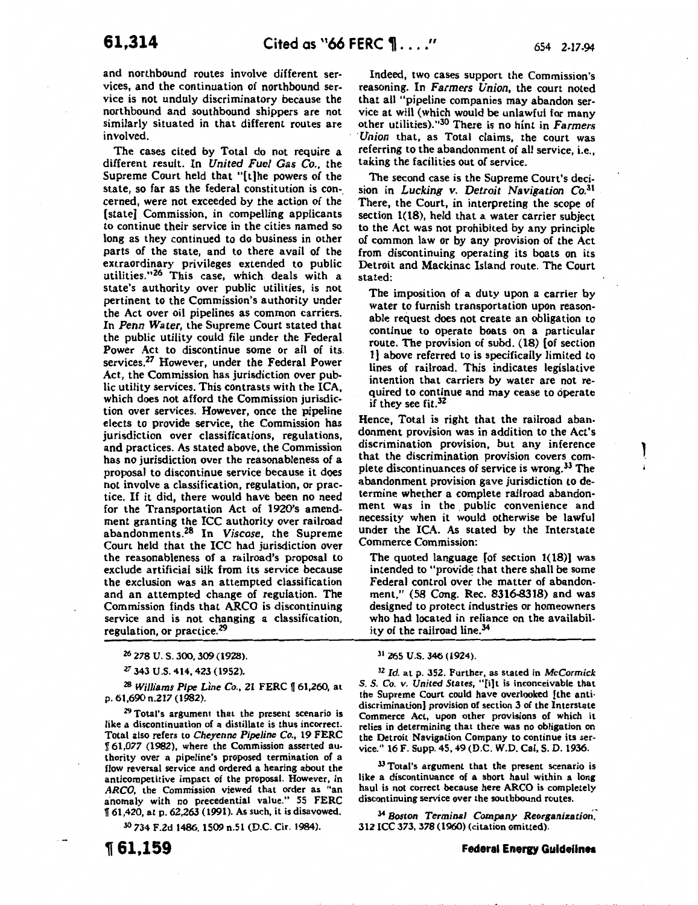and northbound routes involve different services, and the continuation of northbound service is not unduly discriminatory because the northbound and southbound shippers are not similarly situated in that different routes are involved.

The cases cited by Total do not require a different result. In *United Fuel Gas Co.*, the Supreme Court held that "[t]he powers of the state, so far as the federal constitution is concerned, were not exceeded by the action of the [state] Commission, in compelling applicants to continue their service in the cities named so long as they continued to do business in other parts of the state, and to there avail of the extraordinary privileges extended to public utilities."[26] This case, which deals with a state's authority over public utilities, is not pertinent to the Commission's authority under the Act over oil pipelines as common carriers. In *Penn Water*, the Supreme Court stated that the public utility could file under the Federal Power Act to discontinue some or all of its services.[27] However, under the Federal Power Act, the Commission has jurisdiction over public utility services. This contrasts with the ICA, which does not afford the Commission jurisdiction over services. However, once the pipeline elects to provide service, the Commission has jurisdiction over classifications, regulations, and practices. As stated above, the Commission has no jurisdiction over the reasonableness of a proposal to discontinue service because it does not involve a classification, regulation, or practice. If it did, there would have been no need for the Transportation Act of 1920's amendment granting the ICC authority over railroad abandonments.[28] In *Viscose*, the Supreme Court held that the ICC had jurisdiction over the reasonableness of a railroad's proposal to exclude artificial silk from its service because the exclusion was an attempted classification and an attempted change of regulation. The Commission finds that ARCO is discontinuing service and is not changing a classification, regulation, or practice.[29]

Indeed, two cases support the Commission's reasoning. In *Farmers Union*, the court noted that all "pipeline companies may abandon service at will (which would be unlawful for many other utilities)."[30] There is no hint in *Farmers Union* that, as Total claims, the court was referring to the abandonment of all service, i.e., taking the facilities out of service.

The second case is the Supreme Court's decision in *Lucking v. Detroit Navigation Co.*[31] There, the Court, in interpreting the scope of section 1(18), held that a water carrier subject to the Act was not prohibited by any principle of common law or by any provision of the Act from discontinuing operating its boats on its Detroit and Mackinac Island route. The Court stated:

> The imposition of a duty upon a carrier by water to furnish transportation upon reasonable request does not create an obligation to continue to operate boats on a particular route. The provision of subd. (18) [of section 1] above referred to is specifically limited to lines of railroad. This indicates legislative intention that carriers by water are not required to continue and may cease to operate if they see fit.[32]

Hence, Total is right that the railroad abandonment provision was in addition to the Act's discrimination provision, but any inference that the discrimination provision covers complete discontinuances of service is wrong.[33] The abandonment provision gave jurisdiction to determine whether a complete railroad abandonment was in the public convenience and necessity when it would otherwise be lawful under the ICA. As stated by the Interstate Commerce Commission:

> The quoted language [of section 1(18)] was intended to "provide that there shall be some Federal control over the matter of abandonment," (58 Cong. Rec. 8316-8318) and was designed to protect industries or homeowners who had located in reliance on the availability of the railroad line.[34]

---

[26] 278 U. S. 300, 309 (1928).

[27] 343 U.S. 414, 423 (1952).

[28] *Williams Pipe Line Co.*, 21 FERC ¶ 61,260, at p. 61,690 n.217 (1982).

[29] Total's argument that the present scenario is like a discontinuation of a distillate is thus incorrect. Total also refers to *Cheyenne Pipeline Co.*, 19 FERC ¶ 61,077 (1982), where the Commission asserted authority over a pipeline's proposed termination of a flow reversal service and ordered a hearing about the anticompetitive impact of the proposal. However, in *ARCO*, the Commission viewed that order as "an anomaly with no precedential value." 55 FERC ¶ 61,420, at p. 62,263 (1991). As such, it is disavowed.

[30] 734 F.2d 1486, 1509 n.51 (D.C. Cir. 1984).

[31] 265 U.S. 346 (1924).

[32] *Id.* at p. 352. Further, as stated in *McCormick S. S. Co. v. United States*, "[i]t is inconceivable that the Supreme Court could have overlooked [the antidiscrimination] provision of section 3 of the Interstate Commerce Act, upon other provisions of which it relies in determining that there was no obligation on the Detroit Navigation Company to continue its service." 16 F. Supp. 45, 49 (D.C. W.D. Cal, S. D. 1936.

[33] Total's argument that the present scenario is like a discontinuance of a short haul within a long haul is not correct because here ARCO is completely discontinuing service over the southbound routes.

[34] *Boston Terminal Company Reorganization*, 312 ICC 373, 378 (1960) (citation omitted).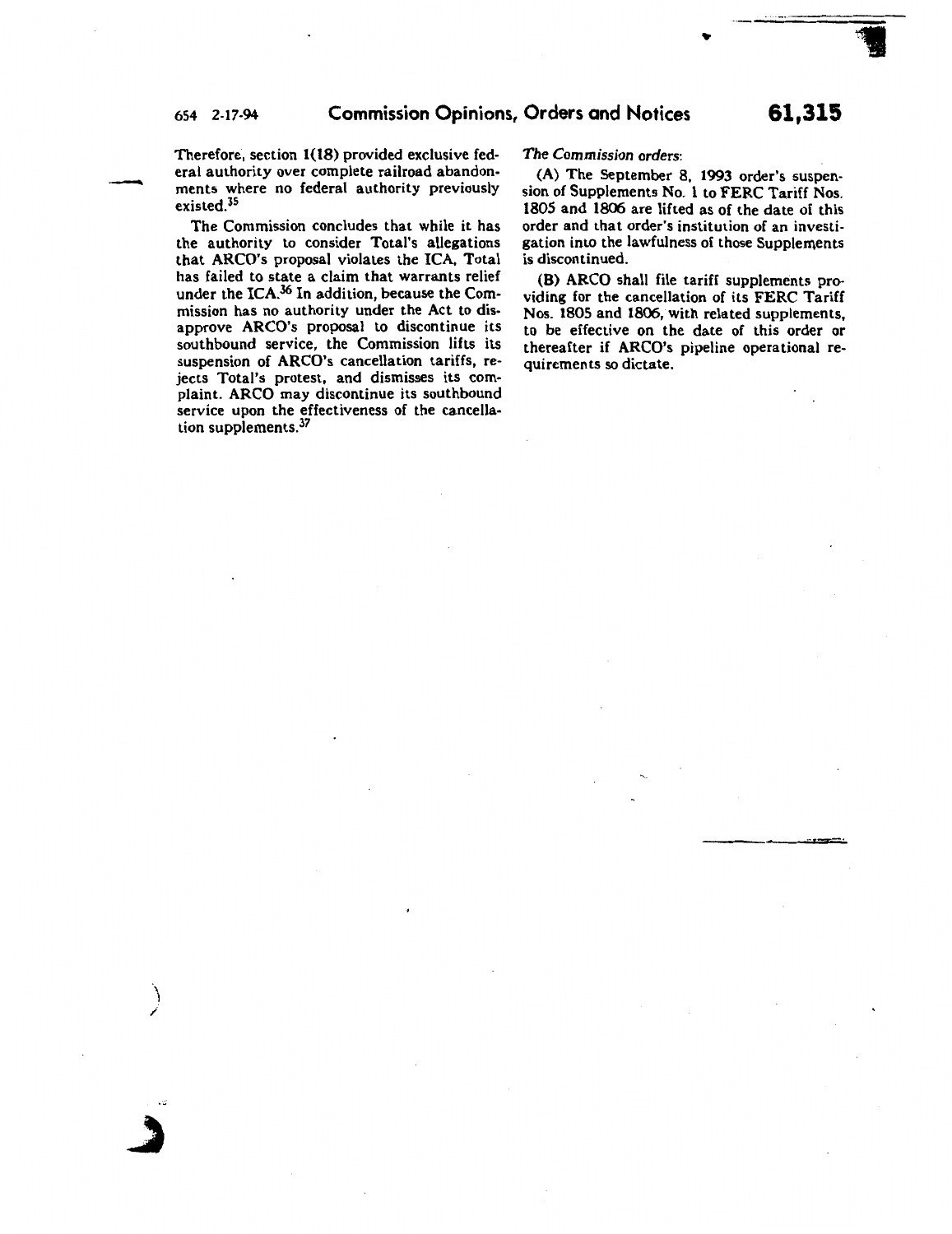Therefore, section 1(18) provided exclusive federal authority over complete railroad abandonments where no federal authority previously existed.[35]

The Commission concludes that while it has the authority to consider Total's allegations that ARCO's proposal violates the ICA, Total has failed to state a claim that warrants relief under the ICA.[36] In addition, because the Commission has no authority under the Act to disapprove ARCO's proposal to discontinue its southbound service, the Commission lifts its suspension of ARCO's cancellation tariffs, rejects Total's protest, and dismisses its complaint. ARCO may discontinue its southbound service upon the effectiveness of the cancellation supplements.[37]

*The Commission orders*:

(A) The September 8, 1993 order's suspension of Supplements No. 1 to FERC Tariff Nos. 1805 and 1806 are lifted as of the date of this order and that order's institution of an investigation into the lawfulness of those Supplements is discontinued.

(B) ARCO shall file tariff supplements providing for the cancellation of its FERC Tariff Nos. 1805 and 1806, with related supplements, to be effective on the date of this order or thereafter if ARCO's pipeline operational requirements so dictate.